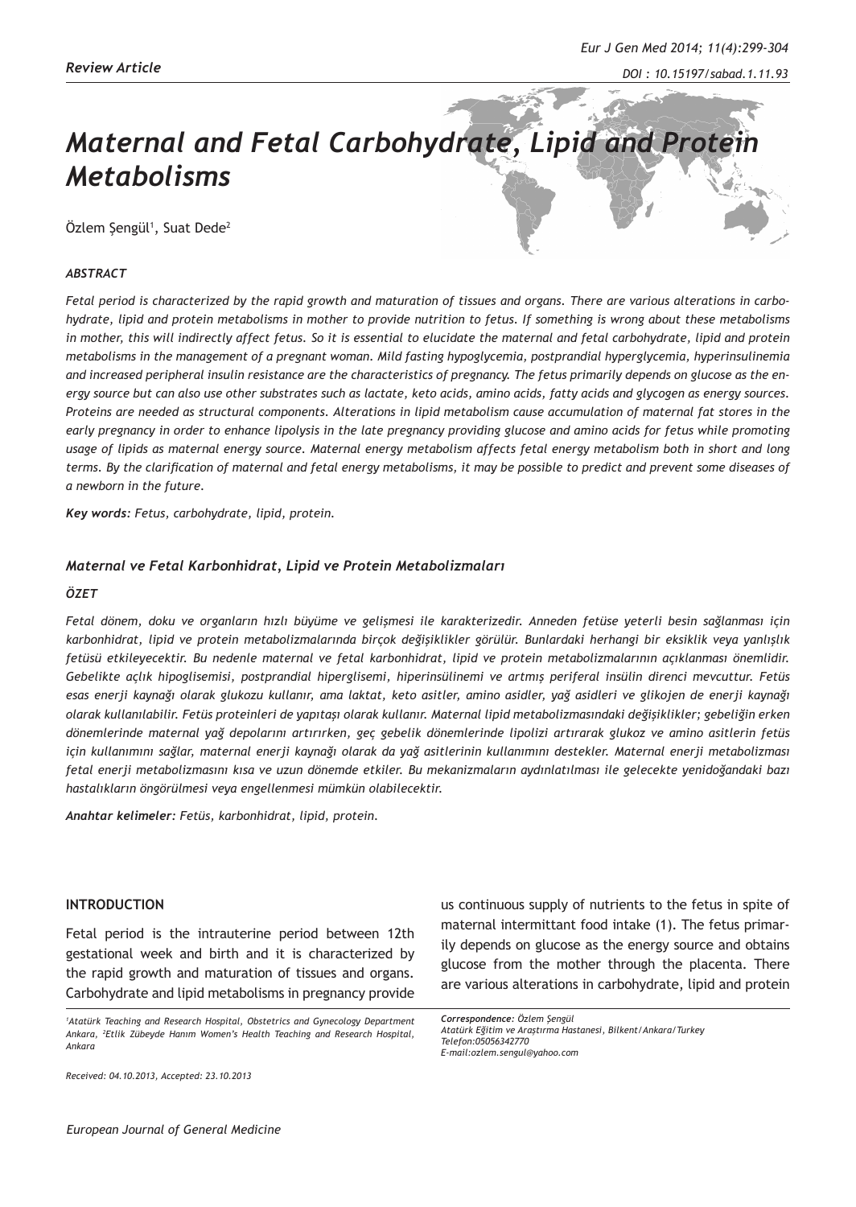*Review Article*

# *Maternal and Fetal Carbohydrate, Lipid and Protein Metabolisms*

Özlem Şengül[1], Suat Dede[2]

***ABSTRACT***

*Fetal period is characterized by the rapid growth and maturation of tissues and organs. There are various alterations in carbohydrate, lipid and protein metabolisms in mother to provide nutrition to fetus. If something is wrong about these metabolisms in mother, this will indirectly affect fetus. So it is essential to elucidate the maternal and fetal carbohydrate, lipid and protein metabolisms in the management of a pregnant woman. Mild fasting hypoglycemia, postprandial hyperglycemia, hyperinsulinemia and increased peripheral insulin resistance are the characteristics of pregnancy. The fetus primarily depends on glucose as the energy source but can also use other substrates such as lactate, keto acids, amino acids, fatty acids and glycogen as energy sources. Proteins are needed as structural components. Alterations in lipid metabolism cause accumulation of maternal fat stores in the early pregnancy in order to enhance lipolysis in the late pregnancy providing glucose and amino acids for fetus while promoting usage of lipids as maternal energy source. Maternal energy metabolism affects fetal energy metabolism both in short and long terms. By the clarification of maternal and fetal energy metabolisms, it may be possible to predict and prevent some diseases of a newborn in the future.*

***Key words:*** *Fetus, carbohydrate, lipid, protein.*

### *Maternal ve Fetal Karbonhidrat, Lipid ve Protein Metabolizmaları*

***ÖZET***

*Fetal dönem, doku ve organların hızlı büyüme ve gelişmesi ile karakterizedir. Anneden fetüse yeterli besin sağlanması için karbonhidrat, lipid ve protein metabolizmalarında birçok değişiklikler görülür. Bunlardaki herhangi bir eksiklik veya yanlışlık fetüsü etkileyecektir. Bu nedenle maternal ve fetal karbonhidrat, lipid ve protein metabolizmalarının açıklanması önemlidir. Gebelikte açlık hipoglisemisi, postprandial hiperglisemi, hiperinsülinemi ve artmış periferal insülin direnci mevcuttur. Fetüs esas enerji kaynağı olarak glukozu kullanır, ama laktat, keto asitler, amino asidler, yağ asidleri ve glikojen de enerji kaynağı olarak kullanılabilir. Fetüs proteinleri de yapıtaşı olarak kullanır. Maternal lipid metabolizmasındaki değişiklikler; gebeliğin erken dönemlerinde maternal yağ depolarını artırırken, geç gebelik dönemlerinde lipolizi artırarak glukoz ve amino asitlerin fetüs için kullanımını sağlar, maternal enerji kaynağı olarak da yağ asitlerinin kullanımını destekler. Maternal enerji metabolizması fetal enerji metabolizmasını kısa ve uzun dönemde etkiler. Bu mekanizmaların aydınlatılması ile gelecekte yenidoğandaki bazı hastalıkların öngörülmesi veya engellenmesi mümkün olabilecektir.*

***Anahtar kelimeler:*** *Fetüs, karbonhidrat, lipid, protein.*

## INTRODUCTION

Fetal period is the intrauterine period between 12th gestational week and birth and it is characterized by the rapid growth and maturation of tissues and organs. Carbohydrate and lipid metabolisms in pregnancy provide us continuous supply of nutrients to the fetus in spite of maternal intermittant food intake (1). The fetus primarily depends on glucose as the energy source and obtains glucose from the mother through the placenta. There are various alterations in carbohydrate, lipid and protein

[1]Atatürk Teaching and Research Hospital, Obstetrics and Gynecology Department Ankara, [2]Etlik Zübeyde Hanım Women's Health Teaching and Research Hospital, Ankara

*Received: 04.10.2013, Accepted: 23.10.2013*

*Correspondence: Özlem Şengül*
*Atatürk Eğitim ve Araştırma Hastanesi, Bilkent/Ankara/Turkey*
*Telefon:05056342770*
*E-mail:ozlem.sengul@yahoo.com*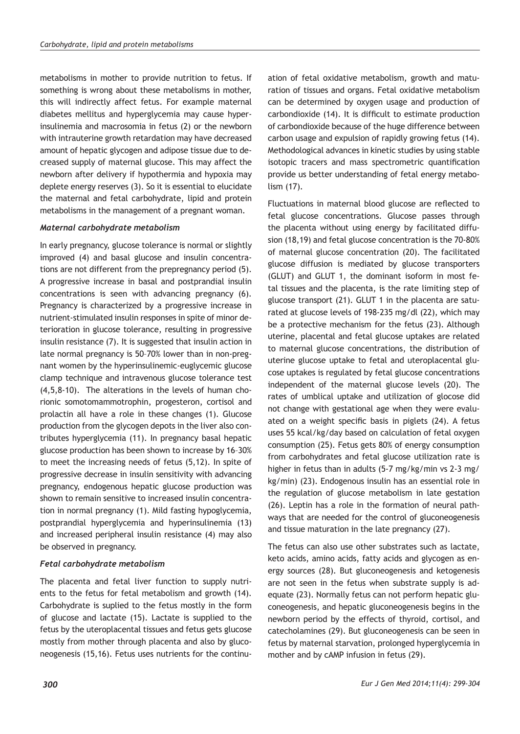metabolisms in mother to provide nutrition to fetus. If something is wrong about these metabolisms in mother, this will indirectly affect fetus. For example maternal diabetes mellitus and hyperglycemia may cause hyperinsulinemia and macrosomia in fetus (2) or the newborn with intrauterine growth retardation may have decreased amount of hepatic glycogen and adipose tissue due to decreased supply of maternal glucose. This may affect the newborn after delivery if hypothermia and hypoxia may deplete energy reserves (3). So it is essential to elucidate the maternal and fetal carbohydrate, lipid and protein metabolisms in the management of a pregnant woman.

### *Maternal carbohydrate metabolism*

In early pregnancy, glucose tolerance is normal or slightly improved (4) and basal glucose and insulin concentrations are not different from the prepregnancy period (5). A progressive increase in basal and postprandial insulin concentrations is seen with advancing pregnancy (6). Pregnancy is characterized by a progressive increase in nutrient-stimulated insulin responses in spite of minor deterioration in glucose tolerance, resulting in progressive insulin resistance (7). It is suggested that insulin action in late normal pregnancy is 50–70% lower than in non-pregnant women by the hyperinsulinemic-euglycemic glucose clamp technique and intravenous glucose tolerance test (4,5,8-10). The alterations in the levels of human chorionic somotomammotrophin, progesteron, cortisol and prolactin all have a role in these changes (1). Glucose production from the glycogen depots in the liver also contributes hyperglycemia (11). In pregnancy basal hepatic glucose production has been shown to increase by 16–30% to meet the increasing needs of fetus (5,12). In spite of progressive decrease in insulin sensitivity with advancing pregnancy, endogenous hepatic glucose production was shown to remain sensitive to increased insulin concentration in normal pregnancy (1). Mild fasting hypoglycemia, postprandial hyperglycemia and hyperinsulinemia (13) and increased peripheral insulin resistance (4) may also be observed in pregnancy.

### *Fetal carbohydrate metabolism*

The placenta and fetal liver function to supply nutrients to the fetus for fetal metabolism and growth (14). Carbohydrate is suplied to the fetus mostly in the form of glucose and lactate (15). Lactate is supplied to the fetus by the uteroplacental tissues and fetus gets glucose mostly from mother through placenta and also by gluconeogenesis (15,16). Fetus uses nutrients for the continuation of fetal oxidative metabolism, growth and maturation of tissues and organs. Fetal oxidative metabolism can be determined by oxygen usage and production of carbondioxide (14). It is difficult to estimate production of carbondioxide because of the huge difference between carbon usage and expulsion of rapidly growing fetus (14). Methodological advances in kinetic studies by using stable isotopic tracers and mass spectrometric quantification provide us better understanding of fetal energy metabolism (17).

Fluctuations in maternal blood glucose are reflected to fetal glucose concentrations. Glucose passes through the placenta without using energy by facilitated diffusion (18,19) and fetal glucose concentration is the 70-80% of maternal glucose concentration (20). The facilitated glucose diffusion is mediated by glucose transporters (GLUT) and GLUT 1, the dominant isoform in most fetal tissues and the placenta, is the rate limiting step of glucose transport (21). GLUT 1 in the placenta are saturated at glucose levels of 198-235 mg/dl (22), which may be a protective mechanism for the fetus (23). Although uterine, placental and fetal glucose uptakes are related to maternal glucose concentrations, the distribution of uterine glucose uptake to fetal and uteroplacental glucose uptakes is regulated by fetal glucose concentrations independent of the maternal glucose levels (20). The rates of umblical uptake and utilization of glocose did not change with gestational age when they were evaluated on a weight specific basis in piglets (24). A fetus uses 55 kcal/kg/day based on calculation of fetal oxygen consumption (25). Fetus gets 80% of energy consumption from carbohydrates and fetal glucose utilization rate is higher in fetus than in adults (5-7 mg/kg/min vs 2-3 mg/kg/min) (23). Endogenous insulin has an essential role in the regulation of glucose metabolism in late gestation (26). Leptin has a role in the formation of neural pathways that are needed for the control of gluconeogenesis and tissue maturation in the late pregnancy (27).

The fetus can also use other substrates such as lactate, keto acids, amino acids, fatty acids and glycogen as energy sources (28). But gluconeogenesis and ketogenesis are not seen in the fetus when substrate supply is adequate (23). Normally fetus can not perform hepatic gluconeogenesis, and hepatic gluconeogenesis begins in the newborn period by the effects of thyroid, cortisol, and catecholamines (29). But gluconeogenesis can be seen in fetus by maternal starvation, prolonged hyperglycemia in mother and by cAMP infusion in fetus (29).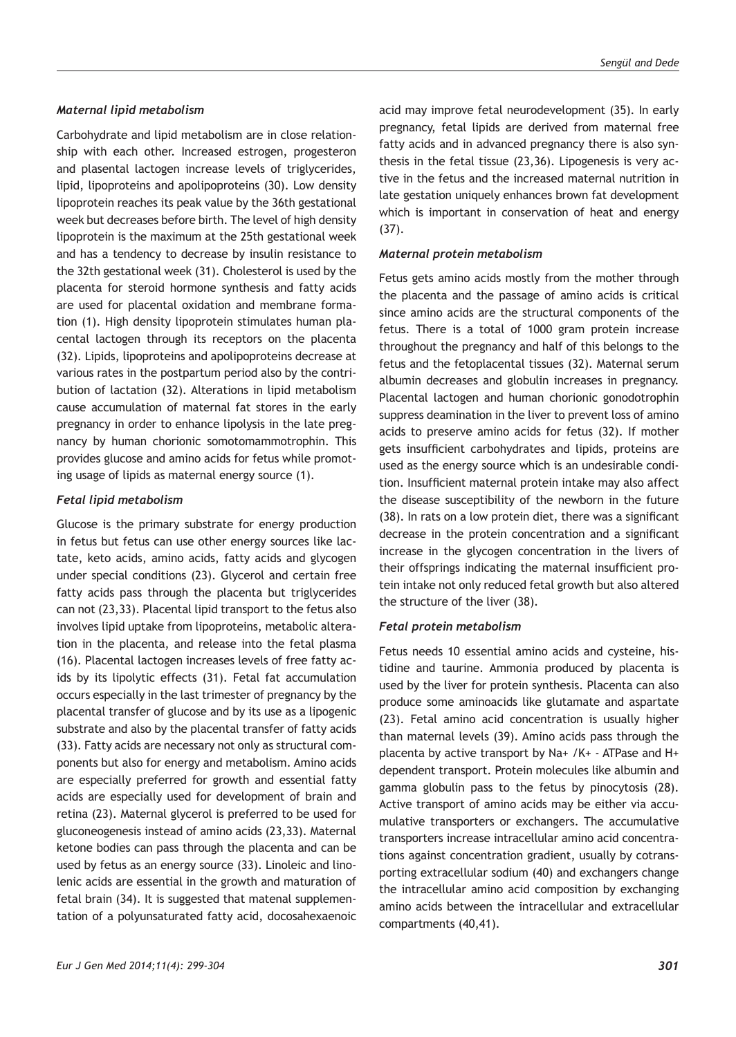### *Maternal lipid metabolism*

Carbohydrate and lipid metabolism are in close relationship with each other. Increased estrogen, progesteron and plasental lactogen increase levels of triglycerides, lipid, lipoproteins and apolipoproteins (30). Low density lipoprotein reaches its peak value by the 36th gestational week but decreases before birth. The level of high density lipoprotein is the maximum at the 25th gestational week and has a tendency to decrease by insulin resistance to the 32th gestational week (31). Cholesterol is used by the placenta for steroid hormone synthesis and fatty acids are used for placental oxidation and membrane formation (1). High density lipoprotein stimulates human placental lactogen through its receptors on the placenta (32). Lipids, lipoproteins and apolipoproteins decrease at various rates in the postpartum period also by the contribution of lactation (32). Alterations in lipid metabolism cause accumulation of maternal fat stores in the early pregnancy in order to enhance lipolysis in the late pregnancy by human chorionic somotomammotrophin. This provides glucose and amino acids for fetus while promoting usage of lipids as maternal energy source (1).

### *Fetal lipid metabolism*

Glucose is the primary substrate for energy production in fetus but fetus can use other energy sources like lactate, keto acids, amino acids, fatty acids and glycogen under special conditions (23). Glycerol and certain free fatty acids pass through the placenta but triglycerides can not (23,33). Placental lipid transport to the fetus also involves lipid uptake from lipoproteins, metabolic alteration in the placenta, and release into the fetal plasma (16). Placental lactogen increases levels of free fatty acids by its lipolytic effects (31). Fetal fat accumulation occurs especially in the last trimester of pregnancy by the placental transfer of glucose and by its use as a lipogenic substrate and also by the placental transfer of fatty acids (33). Fatty acids are necessary not only as structural components but also for energy and metabolism. Amino acids are especially preferred for growth and essential fatty acids are especially used for development of brain and retina (23). Maternal glycerol is preferred to be used for gluconeogenesis instead of amino acids (23,33). Maternal ketone bodies can pass through the placenta and can be used by fetus as an energy source (33). Linoleic and linolenic acids are essential in the growth and maturation of fetal brain (34). It is suggested that matenal supplementation of a polyunsaturated fatty acid, docosahexaenoic acid may improve fetal neurodevelopment (35). In early pregnancy, fetal lipids are derived from maternal free fatty acids and in advanced pregnancy there is also synthesis in the fetal tissue (23,36). Lipogenesis is very active in the fetus and the increased maternal nutrition in late gestation uniquely enhances brown fat development which is important in conservation of heat and energy (37).

### *Maternal protein metabolism*

Fetus gets amino acids mostly from the mother through the placenta and the passage of amino acids is critical since amino acids are the structural components of the fetus. There is a total of 1000 gram protein increase throughout the pregnancy and half of this belongs to the fetus and the fetoplacental tissues (32). Maternal serum albumin decreases and globulin increases in pregnancy. Placental lactogen and human chorionic gonodotrophin suppress deamination in the liver to prevent loss of amino acids to preserve amino acids for fetus (32). If mother gets insufficient carbohydrates and lipids, proteins are used as the energy source which is an undesirable condition. Insufficient maternal protein intake may also affect the disease susceptibility of the newborn in the future (38). In rats on a low protein diet, there was a significant decrease in the protein concentration and a significant increase in the glycogen concentration in the livers of their offsprings indicating the maternal insufficient protein intake not only reduced fetal growth but also altered the structure of the liver (38).

### *Fetal protein metabolism*

Fetus needs 10 essential amino acids and cysteine, histidine and taurine. Ammonia produced by placenta is used by the liver for protein synthesis. Placenta can also produce some aminoacids like glutamate and aspartate (23). Fetal amino acid concentration is usually higher than maternal levels (39). Amino acids pass through the placenta by active transport by $Na^+$ /$K^+$ - ATPase and $H^+$ dependent transport. Protein molecules like albumin and gamma globulin pass to the fetus by pinocytosis (28). Active transport of amino acids may be either via accumulative transporters or exchangers. The accumulative transporters increase intracellular amino acid concentrations against concentration gradient, usually by cotransporting extracellular sodium (40) and exchangers change the intracellular amino acid composition by exchanging amino acids between the intracellular and extracellular compartments (40,41).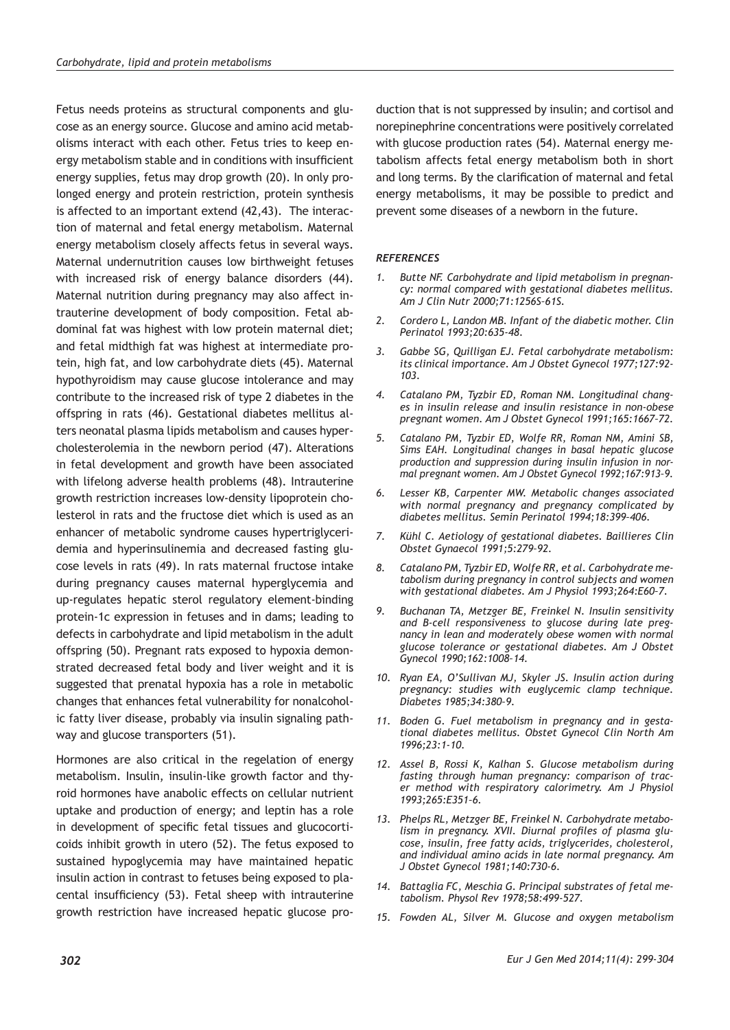Fetus needs proteins as structural components and glucose as an energy source. Glucose and amino acid metabolisms interact with each other. Fetus tries to keep energy metabolism stable and in conditions with insufficient energy supplies, fetus may drop growth (20). In only prolonged energy and protein restriction, protein synthesis is affected to an important extend (42,43). The interaction of maternal and fetal energy metabolism. Maternal energy metabolism closely affects fetus in several ways. Maternal undernutrition causes low birthweight fetuses with increased risk of energy balance disorders (44). Maternal nutrition during pregnancy may also affect intrauterine development of body composition. Fetal abdominal fat was highest with low protein maternal diet; and fetal midthigh fat was highest at intermediate protein, high fat, and low carbohydrate diets (45). Maternal hypothyroidism may cause glucose intolerance and may contribute to the increased risk of type 2 diabetes in the offspring in rats (46). Gestational diabetes mellitus alters neonatal plasma lipids metabolism and causes hypercholesterolemia in the newborn period (47). Alterations in fetal development and growth have been associated with lifelong adverse health problems (48). Intrauterine growth restriction increases low-density lipoprotein cholesterol in rats and the fructose diet which is used as an enhancer of metabolic syndrome causes hypertriglyceridemia and hyperinsulinemia and decreased fasting glucose levels in rats (49). In rats maternal fructose intake during pregnancy causes maternal hyperglycemia and up-regulates hepatic sterol regulatory element-binding protein-1c expression in fetuses and in dams; leading to defects in carbohydrate and lipid metabolism in the adult offspring (50). Pregnant rats exposed to hypoxia demonstrated decreased fetal body and liver weight and it is suggested that prenatal hypoxia has a role in metabolic changes that enhances fetal vulnerability for nonalcoholic fatty liver disease, probably via insulin signaling pathway and glucose transporters (51).

Hormones are also critical in the regelation of energy metabolism. Insulin, insulin-like growth factor and thyroid hormones have anabolic effects on cellular nutrient uptake and production of energy; and leptin has a role in development of specific fetal tissues and glucocorticoids inhibit growth in utero (52). The fetus exposed to sustained hypoglycemia may have maintained hepatic insulin action in contrast to fetuses being exposed to placental insufficiency (53). Fetal sheep with intrauterine growth restriction have increased hepatic glucose production that is not suppressed by insulin; and cortisol and norepinephrine concentrations were positively correlated with glucose production rates (54). Maternal energy metabolism affects fetal energy metabolism both in short and long terms. By the clarification of maternal and fetal energy metabolisms, it may be possible to predict and prevent some diseases of a newborn in the future.

### *REFERENCES*

1. *Butte NF. Carbohydrate and lipid metabolism in pregnancy: normal compared with gestational diabetes mellitus. Am J Clin Nutr 2000;71:1256S-61S.*
2. *Cordero L, Landon MB. Infant of the diabetic mother. Clin Perinatol 1993;20:635-48.*
3. *Gabbe SG, Quilligan EJ. Fetal carbohydrate metabolism: its clinical importance. Am J Obstet Gynecol 1977;127:92-103.*
4. *Catalano PM, Tyzbir ED, Roman NM. Longitudinal changes in insulin release and insulin resistance in non-obese pregnant women. Am J Obstet Gynecol 1991;165:1667-72.*
5. *Catalano PM, Tyzbir ED, Wolfe RR, Roman NM, Amini SB, Sims EAH. Longitudinal changes in basal hepatic glucose production and suppression during insulin infusion in normal pregnant women. Am J Obstet Gynecol 1992;167:913-9.*
6. *Lesser KB, Carpenter MW. Metabolic changes associated with normal pregnancy and pregnancy complicated by diabetes mellitus. Semin Perinatol 1994;18:399-406.*
7. *Kühl C. Aetiology of gestational diabetes. Baillieres Clin Obstet Gynaecol 1991;5:279-92.*
8. *Catalano PM, Tyzbir ED, Wolfe RR, et al. Carbohydrate metabolism during pregnancy in control subjects and women with gestational diabetes. Am J Physiol 1993;264:E60-7.*
9. *Buchanan TA, Metzger BE, Freinkel N. Insulin sensitivity and B-cell responsiveness to glucose during late pregnancy in lean and moderately obese women with normal glucose tolerance or gestational diabetes. Am J Obstet Gynecol 1990;162:1008-14.*
10. *Ryan EA, O'Sullivan MJ, Skyler JS. Insulin action during pregnancy: studies with euglycemic clamp technique. Diabetes 1985;34:380-9.*
11. *Boden G. Fuel metabolism in pregnancy and in gestational diabetes mellitus. Obstet Gynecol Clin North Am 1996;23:1-10.*
12. *Assel B, Rossi K, Kalhan S. Glucose metabolism during fasting through human pregnancy: comparison of tracer method with respiratory calorimetry. Am J Physiol 1993;265:E351-6.*
13. *Phelps RL, Metzger BE, Freinkel N. Carbohydrate metabolism in pregnancy. XVII. Diurnal profiles of plasma glucose, insulin, free fatty acids, triglycerides, cholesterol, and individual amino acids in late normal pregnancy. Am J Obstet Gynecol 1981;140:730-6.*
14. *Battaglia FC, Meschia G. Principal substrates of fetal metabolism. Physol Rev 1978;58:499-527.*
15. *Fowden AL, Silver M. Glucose and oxygen metabolism*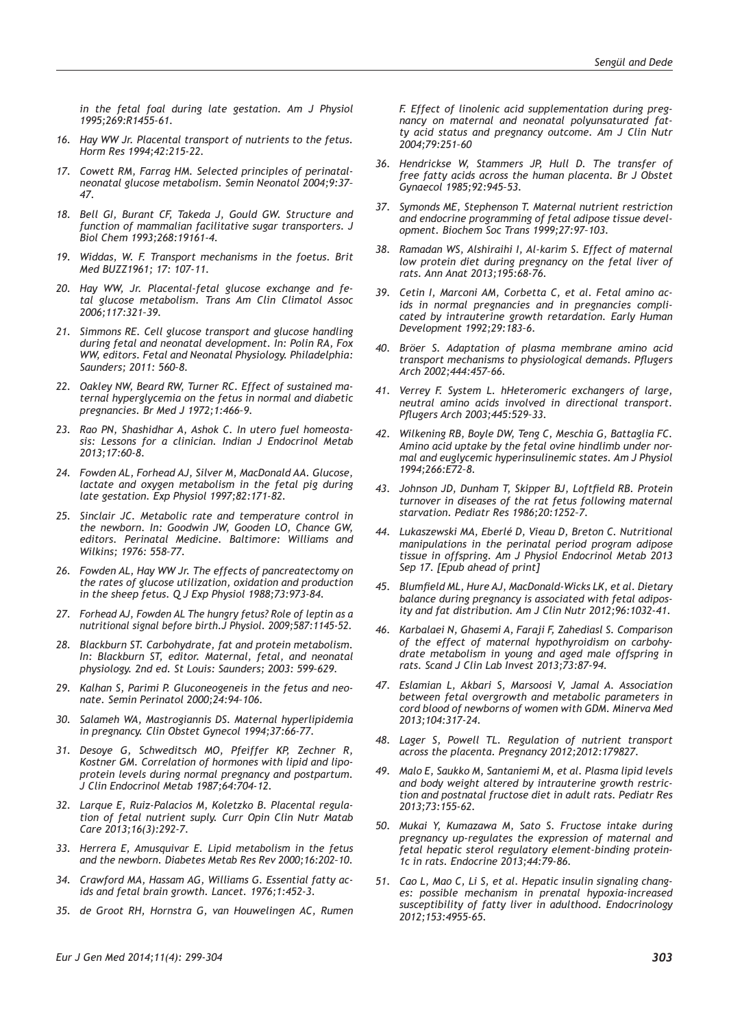*in the fetal foal during late gestation. Am J Physiol 1995;269:R1455-61.*

16. *Hay WW Jr. Placental transport of nutrients to the fetus. Horm Res 1994;42:215-22.*
17. *Cowett RM, Farrag HM. Selected principles of perinatal-neonatal glucose metabolism. Semin Neonatol 2004;9:37–47.*
18. *Bell GI, Burant CF, Takeda J, Gould GW. Structure and function of mammalian facilitative sugar transporters. J Biol Chem 1993;268:19161-4.*
19. *Widdas, W. F. Transport mechanisms in the foetus. Brit Med BUZZ1961; 17: 107-11.*
20. *Hay WW, Jr. Placental-fetal glucose exchange and fetal glucose metabolism. Trans Am Clin Climatol Assoc 2006;117:321–39.*
21. *Simmons RE. Cell glucose transport and glucose handling during fetal and neonatal development. In: Polin RA, Fox WW, editors. Fetal and Neonatal Physiology. Philadelphia: Saunders; 2011: 560–8.*
22. *Oakley NW, Beard RW, Turner RC. Effect of sustained maternal hyperglycemia on the fetus in normal and diabetic pregnancies. Br Med J 1972;1:466–9.*
23. *Rao PN, Shashidhar A, Ashok C. In utero fuel homeostasis: Lessons for a clinician. Indian J Endocrinol Metab 2013;17:60-8.*
24. *Fowden AL, Forhead AJ, Silver M, MacDonald AA. Glucose, lactate and oxygen metabolism in the fetal pig during late gestation. Exp Physiol 1997;82:171–82.*
25. *Sinclair JC. Metabolic rate and temperature control in the newborn. In: Goodwin JW, Gooden LO, Chance GW, editors. Perinatal Medicine. Baltimore: Williams and Wilkins; 1976: 558–77.*
26. *Fowden AL, Hay WW Jr. The effects of pancreatectomy on the rates of glucose utilization, oxidation and production in the sheep fetus. Q J Exp Physiol 1988;73:973–84.*
27. *Forhead AJ, Fowden AL The hungry fetus? Role of leptin as a nutritional signal before birth.J Physiol. 2009;587:1145-52.*
28. *Blackburn ST. Carbohydrate, fat and protein metabolism. In: Blackburn ST, editor. Maternal, fetal, and neonatal physiology. 2nd ed. St Louis: Saunders; 2003: 599–629.*
29. *Kalhan S, Parimi P. Gluconeogeneis in the fetus and neonate. Semin Perinatol 2000;24:94–106.*
30. *Salameh WA, Mastrogiannis DS. Maternal hyperlipidemia in pregnancy. Clin Obstet Gynecol 1994;37:66-77.*
31. *Desoye G, Schweditsch MO, Pfeiffer KP, Zechner R, Kostner GM. Correlation of hormones with lipid and lipoprotein levels during normal pregnancy and postpartum. J Clin Endocrinol Metab 1987;64:704-12.*
32. *Larque E, Ruiz-Palacios M, Koletzko B. Placental regulation of fetal nutrient suply. Curr Opin Clin Nutr Matab Care 2013;16(3):292-7.*
33. *Herrera E, Amusquivar E. Lipid metabolism in the fetus and the newborn. Diabetes Metab Res Rev 2000;16:202–10.*
34. *Crawford MA, Hassam AG, Williams G. Essential fatty acids and fetal brain growth. Lancet. 1976;1:452-3.*
35. *de Groot RH, Hornstra G, van Houwelingen AC, Rumen F. Effect of linolenic acid supplementation during pregnancy on maternal and neonatal polyunsaturated fatty acid status and pregnancy outcome. Am J Clin Nutr 2004;79:251-60*
36. *Hendrickse W, Stammers JP, Hull D. The transfer of free fatty acids across the human placenta. Br J Obstet Gynaecol 1985;92:945–53.*
37. *Symonds ME, Stephenson T. Maternal nutrient restriction and endocrine programming of fetal adipose tissue development. Biochem Soc Trans 1999;27:97–103.*
38. *Ramadan WS, Alshiraihi I, Al-karim S. Effect of maternal low protein diet during pregnancy on the fetal liver of rats. Ann Anat 2013;195:68-76.*
39. *Cetin I, Marconi AM, Corbetta C, et al. Fetal amino acids in normal pregnancies and in pregnancies complicated by intrauterine growth retardation. Early Human Development 1992;29:183–6.*
40. *Bröer S. Adaptation of plasma membrane amino acid transport mechanisms to physiological demands. Pflugers Arch 2002;444:457–66.*
41. *Verrey F. System L. hHeteromeric exchangers of large, neutral amino acids involved in directional transport. Pflugers Arch 2003;445:529–33.*
42. *Wilkening RB, Boyle DW, Teng C, Meschia G, Battaglia FC. Amino acid uptake by the fetal ovine hindlimb under normal and euglycemic hyperinsulinemic states. Am J Physiol 1994;266:E72–8.*
43. *Johnson JD, Dunham T, Skipper BJ, Loftfield RB. Protein turnover in diseases of the rat fetus following maternal starvation. Pediatr Res 1986;20:1252–7.*
44. *Lukaszewski MA, Eberlé D, Vieau D, Breton C. Nutritional manipulations in the perinatal period program adipose tissue in offspring. Am J Physiol Endocrinol Metab 2013 Sep 17. [Epub ahead of print]*
45. *Blumfield ML, Hure AJ, MacDonald-Wicks LK, et al. Dietary balance during pregnancy is associated with fetal adiposity and fat distribution. Am J Clin Nutr 2012;96:1032-41.*
46. *Karbalaei N, Ghasemi A, Faraji F, Zahediasl S. Comparison of the effect of maternal hypothyroidism on carbohydrate metabolism in young and aged male offspring in rats. Scand J Clin Lab Invest 2013;73:87-94.*
47. *Eslamian L, Akbari S, Marsoosi V, Jamal A. Association between fetal overgrowth and metabolic parameters in cord blood of newborns of women with GDM. Minerva Med 2013;104:317-24.*
48. *Lager S, Powell TL. Regulation of nutrient transport across the placenta. Pregnancy 2012;2012:179827.*
49. *Malo E, Saukko M, Santaniemi M, et al. Plasma lipid levels and body weight altered by intrauterine growth restriction and postnatal fructose diet in adult rats. Pediatr Res 2013;73:155-62.*
50. *Mukai Y, Kumazawa M, Sato S. Fructose intake during pregnancy up-regulates the expression of maternal and fetal hepatic sterol regulatory element-binding protein-1c in rats. Endocrine 2013;44:79-86.*
51. *Cao L, Mao C, Li S, et al. Hepatic insulin signaling changes: possible mechanism in prenatal hypoxia-increased susceptibility of fatty liver in adulthood. Endocrinology 2012;153:4955-65.*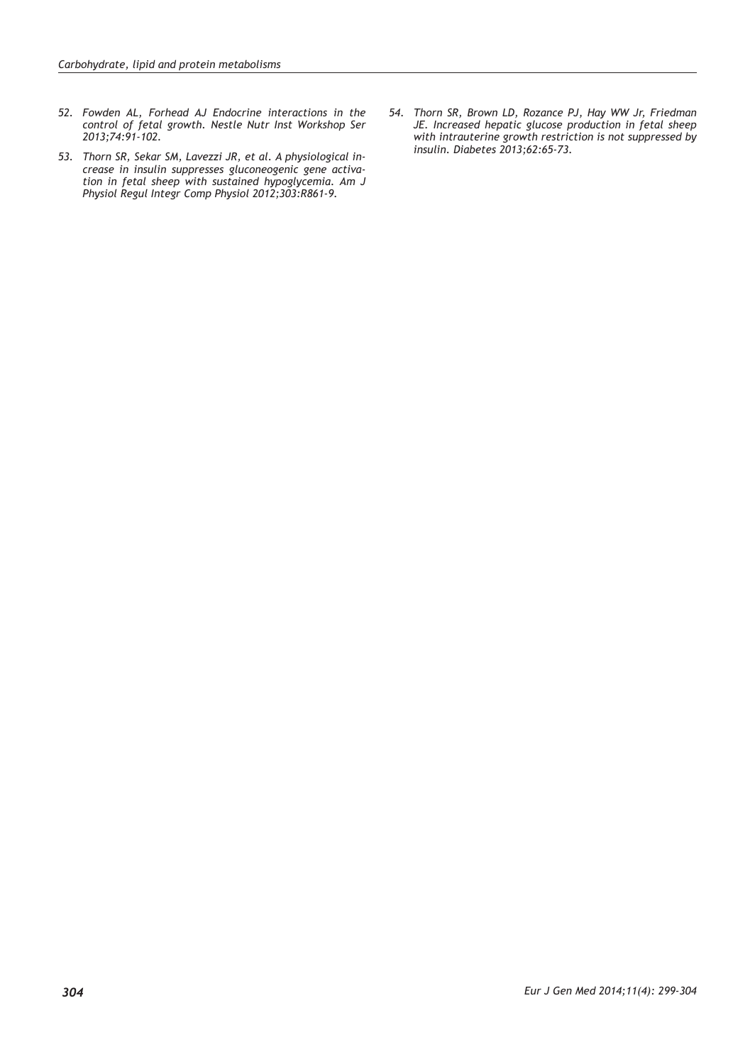52. *Fowden AL, Forhead AJ Endocrine interactions in the control of fetal growth. Nestle Nutr Inst Workshop Ser 2013;74:91-102.*

53. *Thorn SR, Sekar SM, Lavezzi JR, et al. A physiological increase in insulin suppresses gluconeogenic gene activation in fetal sheep with sustained hypoglycemia. Am J Physiol Regul Integr Comp Physiol 2012;303:R861-9.*

54. *Thorn SR, Brown LD, Rozance PJ, Hay WW Jr, Friedman JE. Increased hepatic glucose production in fetal sheep with intrauterine growth restriction is not suppressed by insulin. Diabetes 2013;62:65-73.*